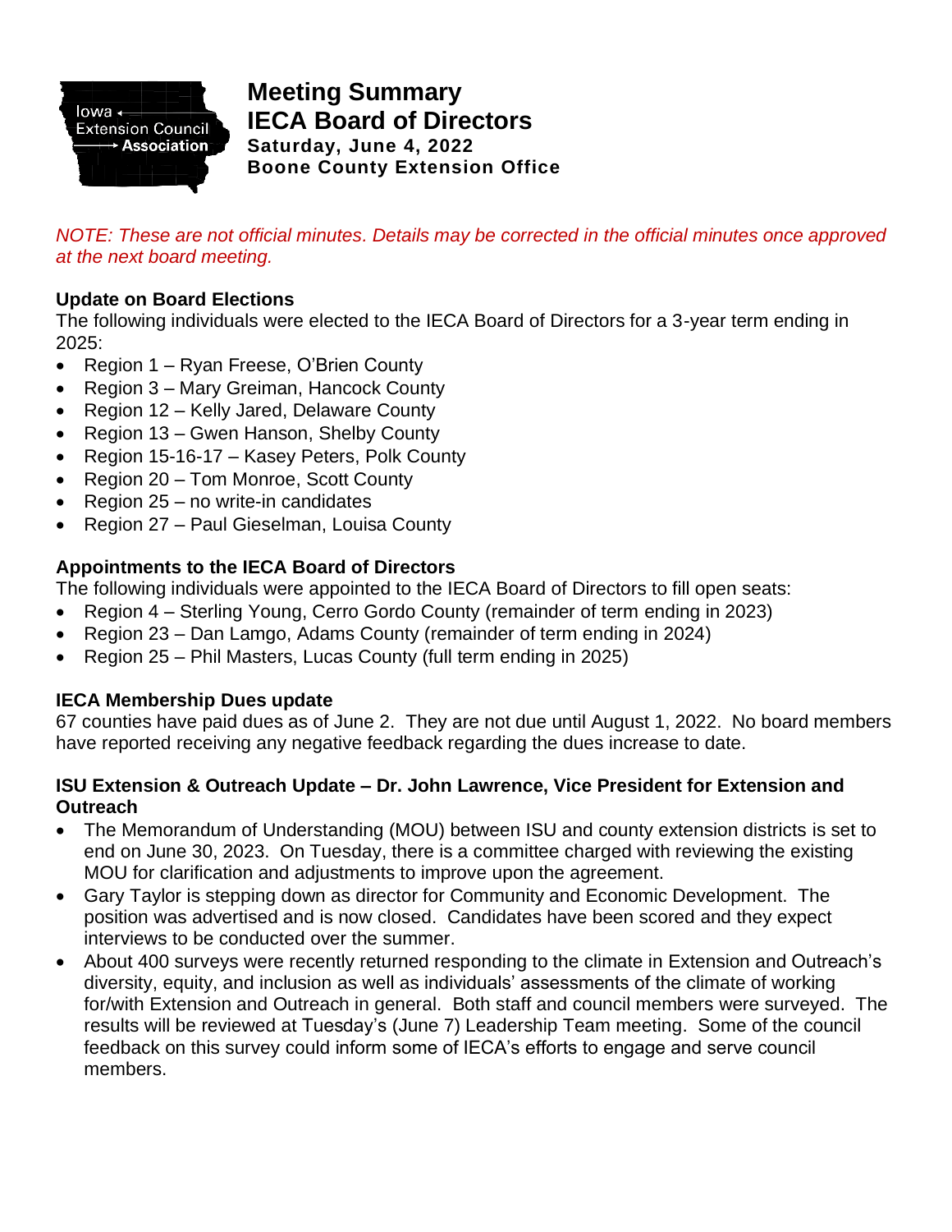# Meeting Summary
# IECA Board of Directors

**Saturday, June 4, 2022**
**Boone County Extension Office**

*NOTE: These are not official minutes. Details may be corrected in the official minutes once approved at the next board meeting.*

### Update on Board Elections

The following individuals were elected to the IECA Board of Directors for a 3-year term ending in 2025:

- Region 1 – Ryan Freese, O'Brien County
- Region 3 – Mary Greiman, Hancock County
- Region 12 – Kelly Jared, Delaware County
- Region 13 – Gwen Hanson, Shelby County
- Region 15-16-17 – Kasey Peters, Polk County
- Region 20 – Tom Monroe, Scott County
- Region 25 – no write-in candidates
- Region 27 – Paul Gieselman, Louisa County

### Appointments to the IECA Board of Directors

The following individuals were appointed to the IECA Board of Directors to fill open seats:

- Region 4 – Sterling Young, Cerro Gordo County (remainder of term ending in 2023)
- Region 23 – Dan Lamgo, Adams County (remainder of term ending in 2024)
- Region 25 – Phil Masters, Lucas County (full term ending in 2025)

### IECA Membership Dues update

67 counties have paid dues as of June 2. They are not due until August 1, 2022. No board members have reported receiving any negative feedback regarding the dues increase to date.

### ISU Extension & Outreach Update – Dr. John Lawrence, Vice President for Extension and Outreach

- The Memorandum of Understanding (MOU) between ISU and county extension districts is set to end on June 30, 2023. On Tuesday, there is a committee charged with reviewing the existing MOU for clarification and adjustments to improve upon the agreement.
- Gary Taylor is stepping down as director for Community and Economic Development. The position was advertised and is now closed. Candidates have been scored and they expect interviews to be conducted over the summer.
- About 400 surveys were recently returned responding to the climate in Extension and Outreach's diversity, equity, and inclusion as well as individuals' assessments of the climate of working for/with Extension and Outreach in general. Both staff and council members were surveyed. The results will be reviewed at Tuesday's (June 7) Leadership Team meeting. Some of the council feedback on this survey could inform some of IECA's efforts to engage and serve council members.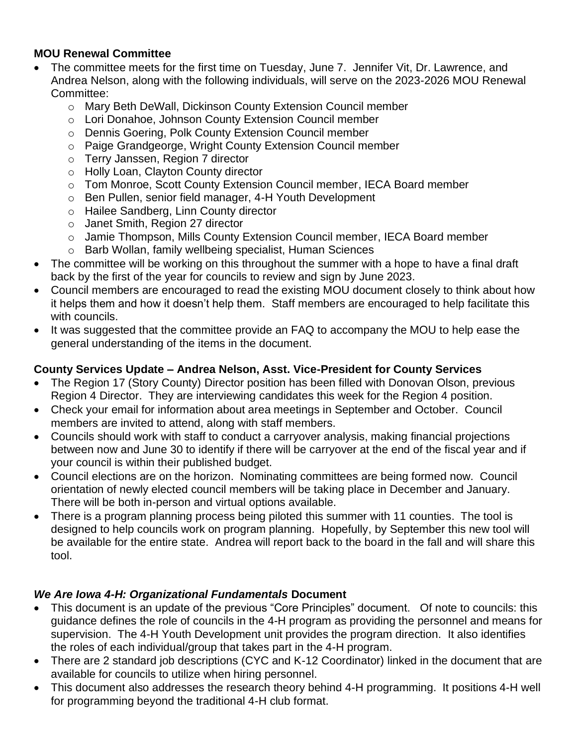**MOU Renewal Committee**

- The committee meets for the first time on Tuesday, June 7. Jennifer Vit, Dr. Lawrence, and Andrea Nelson, along with the following individuals, will serve on the 2023-2026 MOU Renewal Committee:
  - Mary Beth DeWall, Dickinson County Extension Council member
  - Lori Donahoe, Johnson County Extension Council member
  - Dennis Goering, Polk County Extension Council member
  - Paige Grandgeorge, Wright County Extension Council member
  - Terry Janssen, Region 7 director
  - Holly Loan, Clayton County director
  - Tom Monroe, Scott County Extension Council member, IECA Board member
  - Ben Pullen, senior field manager, 4-H Youth Development
  - Hailee Sandberg, Linn County director
  - Janet Smith, Region 27 director
  - Jamie Thompson, Mills County Extension Council member, IECA Board member
  - Barb Wollan, family wellbeing specialist, Human Sciences
- The committee will be working on this throughout the summer with a hope to have a final draft back by the first of the year for councils to review and sign by June 2023.
- Council members are encouraged to read the existing MOU document closely to think about how it helps them and how it doesn't help them. Staff members are encouraged to help facilitate this with councils.
- It was suggested that the committee provide an FAQ to accompany the MOU to help ease the general understanding of the items in the document.

**County Services Update – Andrea Nelson, Asst. Vice-President for County Services**

- The Region 17 (Story County) Director position has been filled with Donovan Olson, previous Region 4 Director. They are interviewing candidates this week for the Region 4 position.
- Check your email for information about area meetings in September and October. Council members are invited to attend, along with staff members.
- Councils should work with staff to conduct a carryover analysis, making financial projections between now and June 30 to identify if there will be carryover at the end of the fiscal year and if your council is within their published budget.
- Council elections are on the horizon. Nominating committees are being formed now. Council orientation of newly elected council members will be taking place in December and January. There will be both in-person and virtual options available.
- There is a program planning process being piloted this summer with 11 counties. The tool is designed to help councils work on program planning. Hopefully, by September this new tool will be available for the entire state. Andrea will report back to the board in the fall and will share this tool.

***We Are Iowa 4-H: Organizational Fundamentals*** **Document**

- This document is an update of the previous "Core Principles" document. Of note to councils: this guidance defines the role of councils in the 4-H program as providing the personnel and means for supervision. The 4-H Youth Development unit provides the program direction. It also identifies the roles of each individual/group that takes part in the 4-H program.
- There are 2 standard job descriptions (CYC and K-12 Coordinator) linked in the document that are available for councils to utilize when hiring personnel.
- This document also addresses the research theory behind 4-H programming. It positions 4-H well for programming beyond the traditional 4-H club format.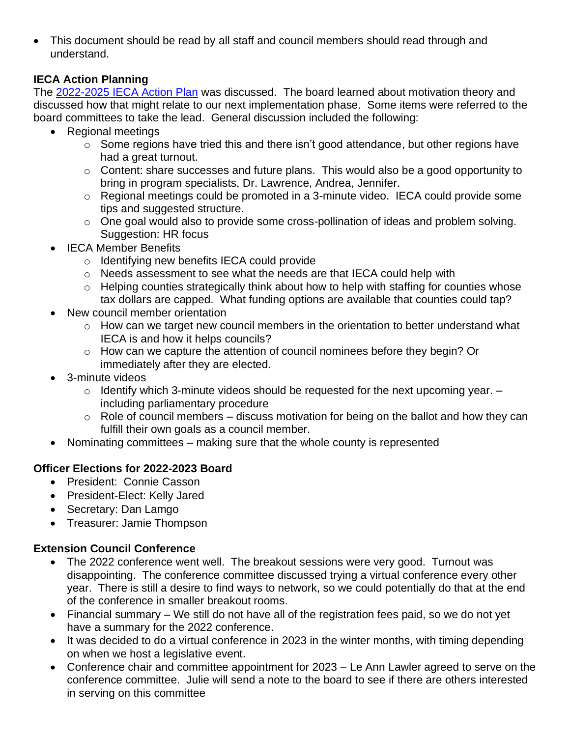- This document should be read by all staff and council members should read through and understand.

**IECA Action Planning**

The 2022-2025 IECA Action Plan was discussed. The board learned about motivation theory and discussed how that might relate to our next implementation phase. Some items were referred to the board committees to take the lead. General discussion included the following:

- Regional meetings
  - Some regions have tried this and there isn't good attendance, but other regions have had a great turnout.
  - Content: share successes and future plans. This would also be a good opportunity to bring in program specialists, Dr. Lawrence, Andrea, Jennifer.
  - Regional meetings could be promoted in a 3-minute video. IECA could provide some tips and suggested structure.
  - One goal would also to provide some cross-pollination of ideas and problem solving. Suggestion: HR focus
- IECA Member Benefits
  - Identifying new benefits IECA could provide
  - Needs assessment to see what the needs are that IECA could help with
  - Helping counties strategically think about how to help with staffing for counties whose tax dollars are capped. What funding options are available that counties could tap?
- New council member orientation
  - How can we target new council members in the orientation to better understand what IECA is and how it helps councils?
  - How can we capture the attention of council nominees before they begin? Or immediately after they are elected.
- 3-minute videos
  - Identify which 3-minute videos should be requested for the next upcoming year. – including parliamentary procedure
  - Role of council members – discuss motivation for being on the ballot and how they can fulfill their own goals as a council member.
- Nominating committees – making sure that the whole county is represented

**Officer Elections for 2022-2023 Board**

- President: Connie Casson
- President-Elect: Kelly Jared
- Secretary: Dan Lamgo
- Treasurer: Jamie Thompson

**Extension Council Conference**

- The 2022 conference went well. The breakout sessions were very good. Turnout was disappointing. The conference committee discussed trying a virtual conference every other year. There is still a desire to find ways to network, so we could potentially do that at the end of the conference in smaller breakout rooms.
- Financial summary – We still do not have all of the registration fees paid, so we do not yet have a summary for the 2022 conference.
- It was decided to do a virtual conference in 2023 in the winter months, with timing depending on when we host a legislative event.
- Conference chair and committee appointment for 2023 – Le Ann Lawler agreed to serve on the conference committee. Julie will send a note to the board to see if there are others interested in serving on this committee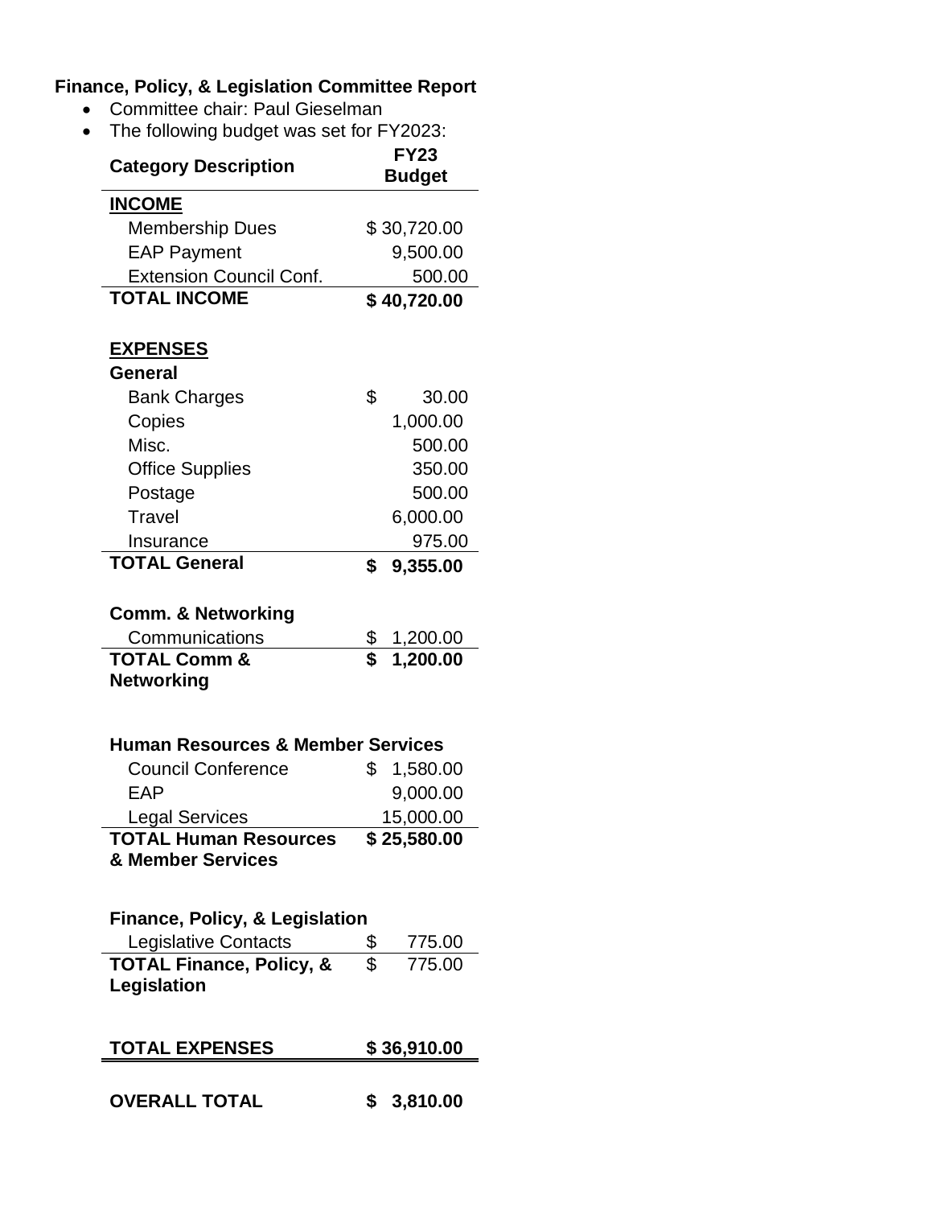**Finance, Policy, & Legislation Committee Report**

- Committee chair: Paul Gieselman
- The following budget was set for FY2023:

| Category Description | FY23 Budget |
|---|---|
| **INCOME** | |
| Membership Dues | $ 30,720.00 |
| EAP Payment | 9,500.00 |
| Extension Council Conf. | 500.00 |
| **TOTAL INCOME** | **$ 40,720.00** |
| | |
| **EXPENSES** | |
| **General** | |
| Bank Charges | $ 30.00 |
| Copies | 1,000.00 |
| Misc. | 500.00 |
| Office Supplies | 350.00 |
| Postage | 500.00 |
| Travel | 6,000.00 |
| Insurance | 975.00 |
| **TOTAL General** | **$ 9,355.00** |
| | |
| **Comm. & Networking** | |
| Communications | $ 1,200.00 |
| **TOTAL Comm & Networking** | **$ 1,200.00** |
| | |
| **Human Resources & Member Services** | |
| Council Conference | $ 1,580.00 |
| EAP | 9,000.00 |
| Legal Services | 15,000.00 |
| **TOTAL Human Resources & Member Services** | **$ 25,580.00** |
| | |
| **Finance, Policy, & Legislation** | |
| Legislative Contacts | $ 775.00 |
| **TOTAL Finance, Policy, & Legislation** | $ 775.00 |
| | |
| **TOTAL EXPENSES** | **$ 36,910.00** |
| | |
| **OVERALL TOTAL** | **$ 3,810.00** |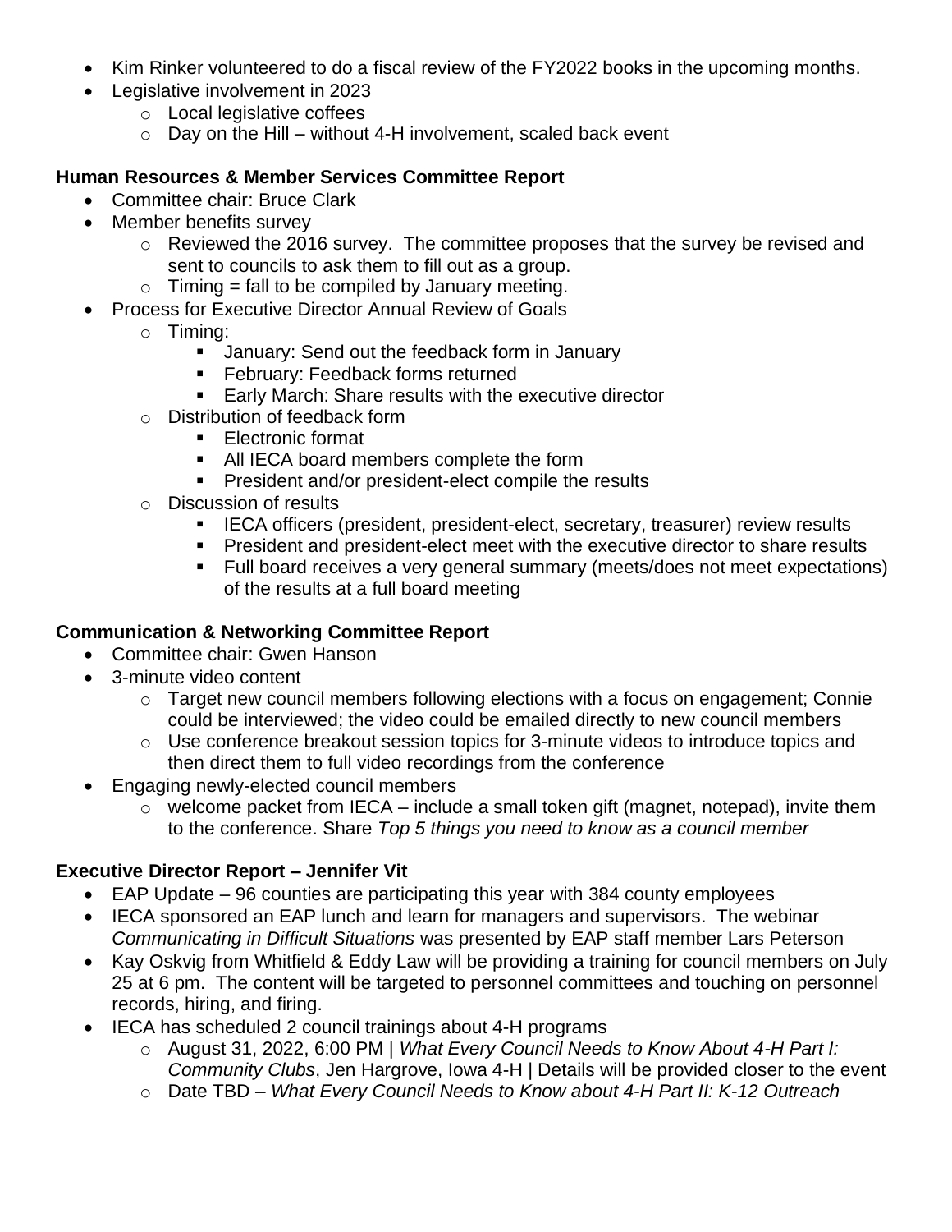- Kim Rinker volunteered to do a fiscal review of the FY2022 books in the upcoming months.
- Legislative involvement in 2023
  - Local legislative coffees
  - Day on the Hill – without 4-H involvement, scaled back event

**Human Resources & Member Services Committee Report**

- Committee chair: Bruce Clark
- Member benefits survey
  - Reviewed the 2016 survey. The committee proposes that the survey be revised and sent to councils to ask them to fill out as a group.
  - Timing = fall to be compiled by January meeting.
- Process for Executive Director Annual Review of Goals
  - Timing:
    - January: Send out the feedback form in January
    - February: Feedback forms returned
    - Early March: Share results with the executive director
  - Distribution of feedback form
    - Electronic format
    - All IECA board members complete the form
    - President and/or president-elect compile the results
  - Discussion of results
    - IECA officers (president, president-elect, secretary, treasurer) review results
    - President and president-elect meet with the executive director to share results
    - Full board receives a very general summary (meets/does not meet expectations) of the results at a full board meeting

**Communication & Networking Committee Report**

- Committee chair: Gwen Hanson
- 3-minute video content
  - Target new council members following elections with a focus on engagement; Connie could be interviewed; the video could be emailed directly to new council members
  - Use conference breakout session topics for 3-minute videos to introduce topics and then direct them to full video recordings from the conference
- Engaging newly-elected council members
  - welcome packet from IECA – include a small token gift (magnet, notepad), invite them to the conference. Share *Top 5 things you need to know as a council member*

**Executive Director Report – Jennifer Vit**

- EAP Update – 96 counties are participating this year with 384 county employees
- IECA sponsored an EAP lunch and learn for managers and supervisors. The webinar *Communicating in Difficult Situations* was presented by EAP staff member Lars Peterson
- Kay Oskvig from Whitfield & Eddy Law will be providing a training for council members on July 25 at 6 pm. The content will be targeted to personnel committees and touching on personnel records, hiring, and firing.
- IECA has scheduled 2 council trainings about 4-H programs
  - August 31, 2022, 6:00 PM | *What Every Council Needs to Know About 4-H Part I: Community Clubs*, Jen Hargrove, Iowa 4-H | Details will be provided closer to the event
  - Date TBD – *What Every Council Needs to Know about 4-H Part II: K-12 Outreach*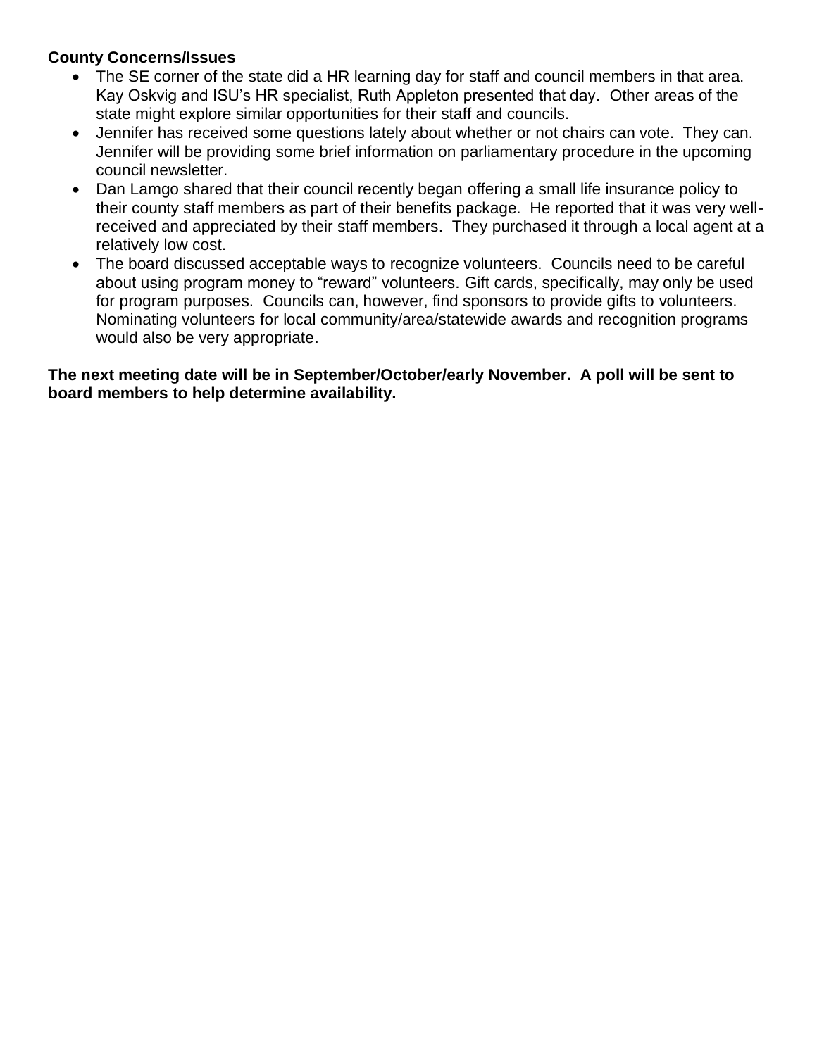**County Concerns/Issues**

- The SE corner of the state did a HR learning day for staff and council members in that area. Kay Oskvig and ISU's HR specialist, Ruth Appleton presented that day. Other areas of the state might explore similar opportunities for their staff and councils.
- Jennifer has received some questions lately about whether or not chairs can vote. They can. Jennifer will be providing some brief information on parliamentary procedure in the upcoming council newsletter.
- Dan Lamgo shared that their council recently began offering a small life insurance policy to their county staff members as part of their benefits package. He reported that it was very well-received and appreciated by their staff members. They purchased it through a local agent at a relatively low cost.
- The board discussed acceptable ways to recognize volunteers. Councils need to be careful about using program money to "reward" volunteers. Gift cards, specifically, may only be used for program purposes. Councils can, however, find sponsors to provide gifts to volunteers. Nominating volunteers for local community/area/statewide awards and recognition programs would also be very appropriate.

**The next meeting date will be in September/October/early November. A poll will be sent to board members to help determine availability.**